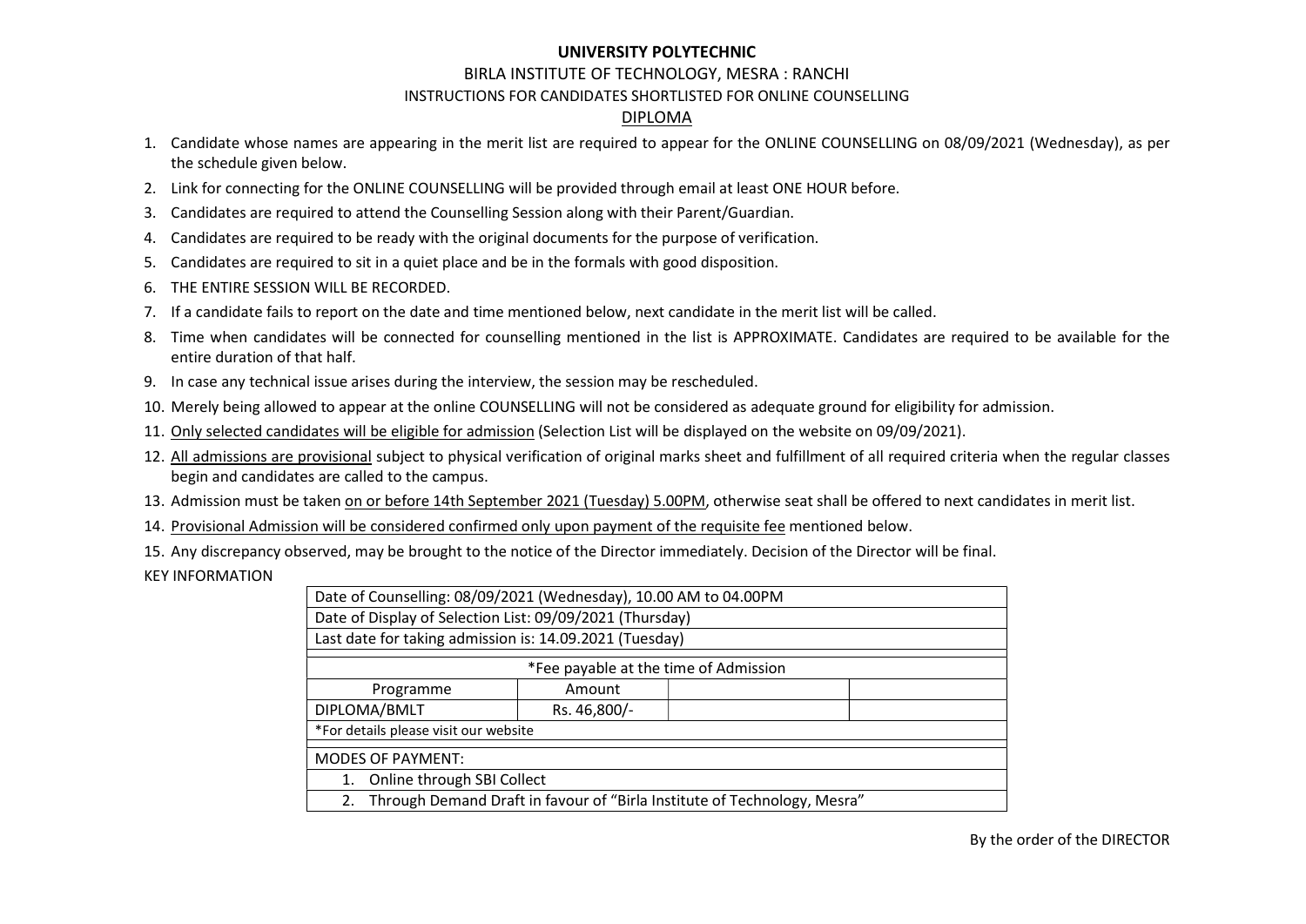# UNIVERSITY POLYTECHNIC

## BIRLA INSTITUTE OF TECHNOLOGY, MESRA : RANCHI

### INSTRUCTIONS FOR CANDIDATES SHORTLISTED FOR ONLINE COUNSELLING

### DIPLOMA

1. Candidate whose names are appearing in the merit list are required to appear for the ONLINE COUNSELLING on 08/09/2021 (Wednesday), as per the schedule given below.
2. Link for connecting for the ONLINE COUNSELLING will be provided through email at least ONE HOUR before.
3. Candidates are required to attend the Counselling Session along with their Parent/Guardian.
4. Candidates are required to be ready with the original documents for the purpose of verification.
5. Candidates are required to sit in a quiet place and be in the formals with good disposition.
6. THE ENTIRE SESSION WILL BE RECORDED.
7. If a candidate fails to report on the date and time mentioned below, next candidate in the merit list will be called.
8. Time when candidates will be connected for counselling mentioned in the list is APPROXIMATE. Candidates are required to be available for the entire duration of that half.
9. In case any technical issue arises during the interview, the session may be rescheduled.
10. Merely being allowed to appear at the online COUNSELLING will not be considered as adequate ground for eligibility for admission.
11. Only selected candidates will be eligible for admission (Selection List will be displayed on the website on 09/09/2021).
12. All admissions are provisional subject to physical verification of original marks sheet and fulfillment of all required criteria when the regular classes begin and candidates are called to the campus.
13. Admission must be taken on or before 14th September 2021 (Tuesday) 5.00PM, otherwise seat shall be offered to next candidates in merit list.
14. Provisional Admission will be considered confirmed only upon payment of the requisite fee mentioned below.
15. Any discrepancy observed, may be brought to the notice of the Director immediately. Decision of the Director will be final.

KEY INFORMATION

| | | | |
|---|---|---|---|
| Date of Counselling: 08/09/2021 (Wednesday), 10.00 AM to 04.00PM | | | |
| Date of Display of Selection List: 09/09/2021 (Thursday) | | | |
| Last date for taking admission is: 14.09.2021 (Tuesday) | | | |
| *Fee payable at the time of Admission | | | |
| Programme | Amount | | |
| DIPLOMA/BMLT | Rs. 46,800/- | | |
| *For details please visit our website | | | |
| MODES OF PAYMENT: | | | |
| 1. Online through SBI Collect | | | |
| 2. Through Demand Draft in favour of "Birla Institute of Technology, Mesra" | | | |

By the order of the DIRECTOR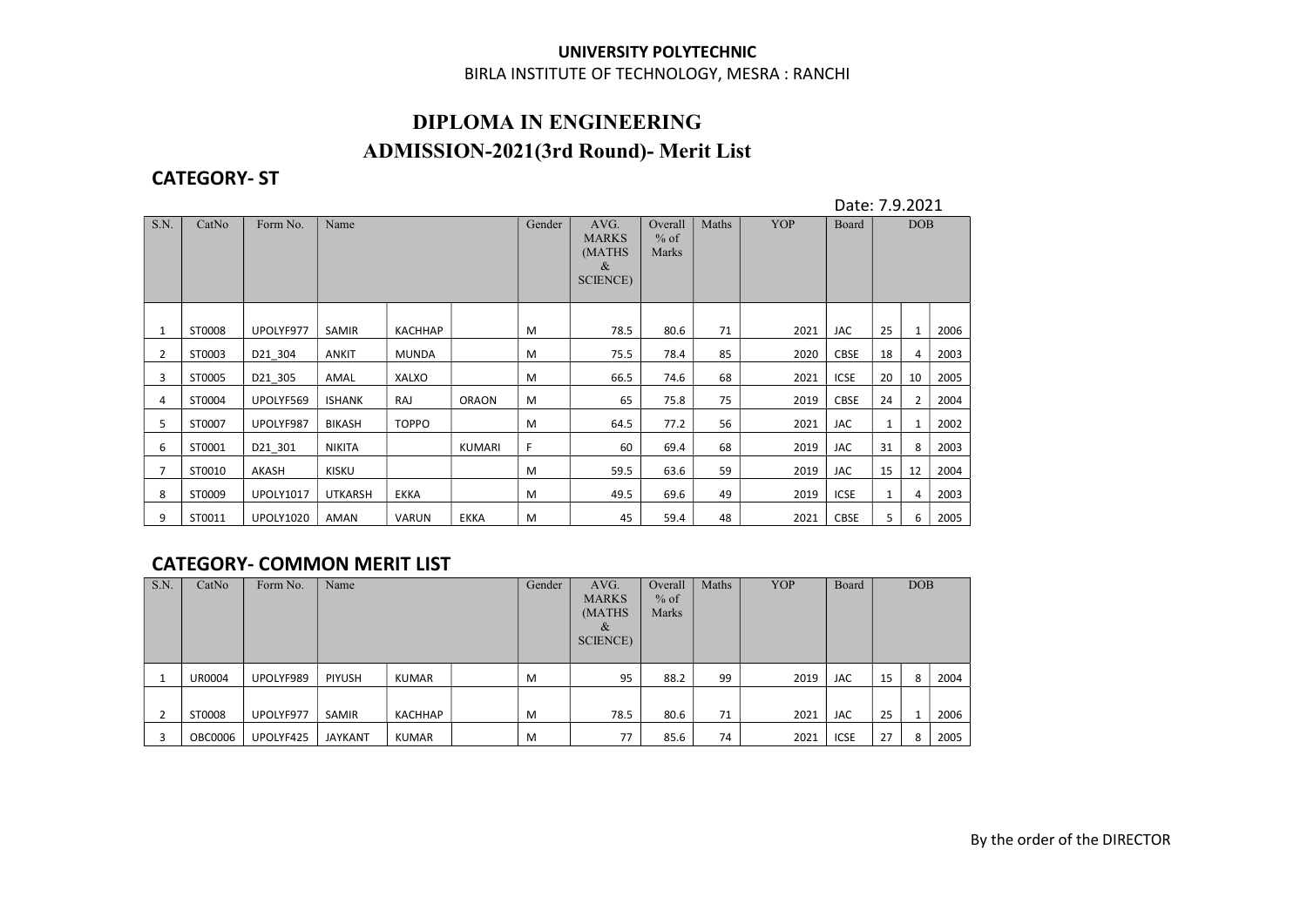**UNIVERSITY POLYTECHNIC**

BIRLA INSTITUTE OF TECHNOLOGY, MESRA : RANCHI

# DIPLOMA IN ENGINEERING

## ADMISSION-2021(3rd Round)- Merit List

### CATEGORY- ST

Date: 7.9.2021

| S.N. | CatNo | Form No. | Name | | | Gender | AVG. MARKS (MATHS & SCIENCE) | Overall % of Marks | Maths | YOP | Board | DOB | | |
|---|---|---|---|---|---|---|---|---|---|---|---|---|---|---|
| 1 | ST0008 | UPOLYF977 | SAMIR | KACHHAP | | M | 78.5 | 80.6 | 71 | 2021 | JAC | 25 | 1 | 2006 |
| 2 | ST0003 | D21_304 | ANKIT | MUNDA | | M | 75.5 | 78.4 | 85 | 2020 | CBSE | 18 | 4 | 2003 |
| 3 | ST0005 | D21_305 | AMAL | XALXO | | M | 66.5 | 74.6 | 68 | 2021 | ICSE | 20 | 10 | 2005 |
| 4 | ST0004 | UPOLYF569 | ISHANK | RAJ | ORAON | M | 65 | 75.8 | 75 | 2019 | CBSE | 24 | 2 | 2004 |
| 5 | ST0007 | UPOLYF987 | BIKASH | TOPPO | | M | 64.5 | 77.2 | 56 | 2021 | JAC | 1 | 1 | 2002 |
| 6 | ST0001 | D21_301 | NIKITA | | KUMARI | F | 60 | 69.4 | 68 | 2019 | JAC | 31 | 8 | 2003 |
| 7 | ST0010 | AKASH | KISKU | | | M | 59.5 | 63.6 | 59 | 2019 | JAC | 15 | 12 | 2004 |
| 8 | ST0009 | UPOLY1017 | UTKARSH | EKKA | | M | 49.5 | 69.6 | 49 | 2019 | ICSE | 1 | 4 | 2003 |
| 9 | ST0011 | UPOLY1020 | AMAN | VARUN | EKKA | M | 45 | 59.4 | 48 | 2021 | CBSE | 5 | 6 | 2005 |

### CATEGORY- COMMON MERIT LIST

| S.N. | CatNo | Form No. | Name | | | Gender | AVG. MARKS (MATHS & SCIENCE) | Overall % of Marks | Maths | YOP | Board | DOB | | |
|---|---|---|---|---|---|---|---|---|---|---|---|---|---|---|
| 1 | UR0004 | UPOLYF989 | PIYUSH | KUMAR | | M | 95 | 88.2 | 99 | 2019 | JAC | 15 | 8 | 2004 |
| 2 | ST0008 | UPOLYF977 | SAMIR | KACHHAP | | M | 78.5 | 80.6 | 71 | 2021 | JAC | 25 | 1 | 2006 |
| 3 | OBC0006 | UPOLYF425 | JAYKANT | KUMAR | | M | 77 | 85.6 | 74 | 2021 | ICSE | 27 | 8 | 2005 |

By the order of the DIRECTOR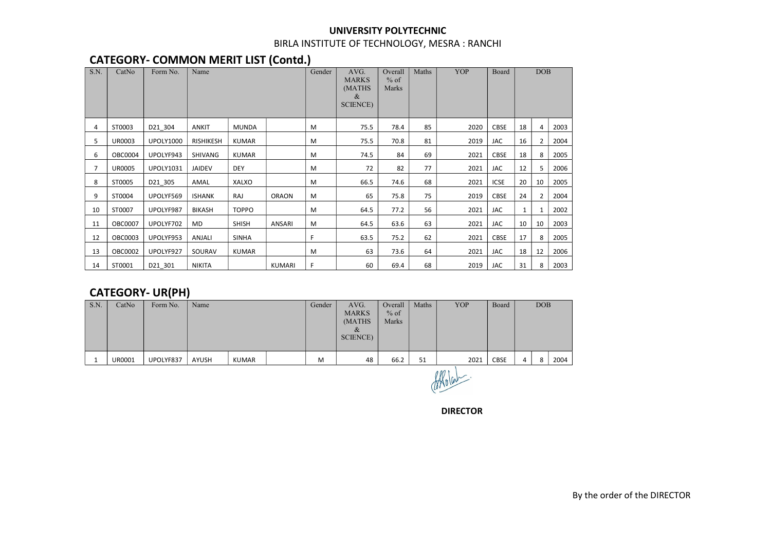**UNIVERSITY POLYTECHNIC**

BIRLA INSTITUTE OF TECHNOLOGY, MESRA : RANCHI

## CATEGORY- COMMON MERIT LIST (Contd.)

| S.N. | CatNo | Form No. | Name | | | Gender | AVG. MARKS (MATHS & SCIENCE) | Overall % of Marks | Maths | YOP | Board | DOB | | |
|---|---|---|---|---|---|---|---|---|---|---|---|---|---|---|
| 4 | ST0003 | D21_304 | ANKIT | MUNDA | | M | 75.5 | 78.4 | 85 | 2020 | CBSE | 18 | 4 | 2003 |
| 5 | UR0003 | UPOLY1000 | RISHIKESH | KUMAR | | M | 75.5 | 70.8 | 81 | 2019 | JAC | 16 | 2 | 2004 |
| 6 | OBC0004 | UPOLYF943 | SHIVANG | KUMAR | | M | 74.5 | 84 | 69 | 2021 | CBSE | 18 | 8 | 2005 |
| 7 | UR0005 | UPOLY1031 | JAIDEV | DEY | | M | 72 | 82 | 77 | 2021 | JAC | 12 | 5 | 2006 |
| 8 | ST0005 | D21_305 | AMAL | XALXO | | M | 66.5 | 74.6 | 68 | 2021 | ICSE | 20 | 10 | 2005 |
| 9 | ST0004 | UPOLYF569 | ISHANK | RAJ | ORAON | M | 65 | 75.8 | 75 | 2019 | CBSE | 24 | 2 | 2004 |
| 10 | ST0007 | UPOLYF987 | BIKASH | TOPPO | | M | 64.5 | 77.2 | 56 | 2021 | JAC | 1 | 1 | 2002 |
| 11 | OBC0007 | UPOLYF702 | MD | SHISH | ANSARI | M | 64.5 | 63.6 | 63 | 2021 | JAC | 10 | 10 | 2003 |
| 12 | OBC0003 | UPOLYF953 | ANJALI | SINHA | | F | 63.5 | 75.2 | 62 | 2021 | CBSE | 17 | 8 | 2005 |
| 13 | OBC0002 | UPOLYF927 | SOURAV | KUMAR | | M | 63 | 73.6 | 64 | 2021 | JAC | 18 | 12 | 2006 |
| 14 | ST0001 | D21_301 | NIKITA | | KUMARI | F | 60 | 69.4 | 68 | 2019 | JAC | 31 | 8 | 2003 |

## CATEGORY- UR(PH)

| S.N. | CatNo | Form No. | Name | | | Gender | AVG. MARKS (MATHS & SCIENCE) | Overall % of Marks | Maths | YOP | Board | DOB | | |
|---|---|---|---|---|---|---|---|---|---|---|---|---|---|---|
| 1 | UR0001 | UPOLYF837 | AYUSH | KUMAR | | M | 48 | 66.2 | 51 | 2021 | CBSE | 4 | 8 | 2004 |

**DIRECTOR**

By the order of the DIRECTOR